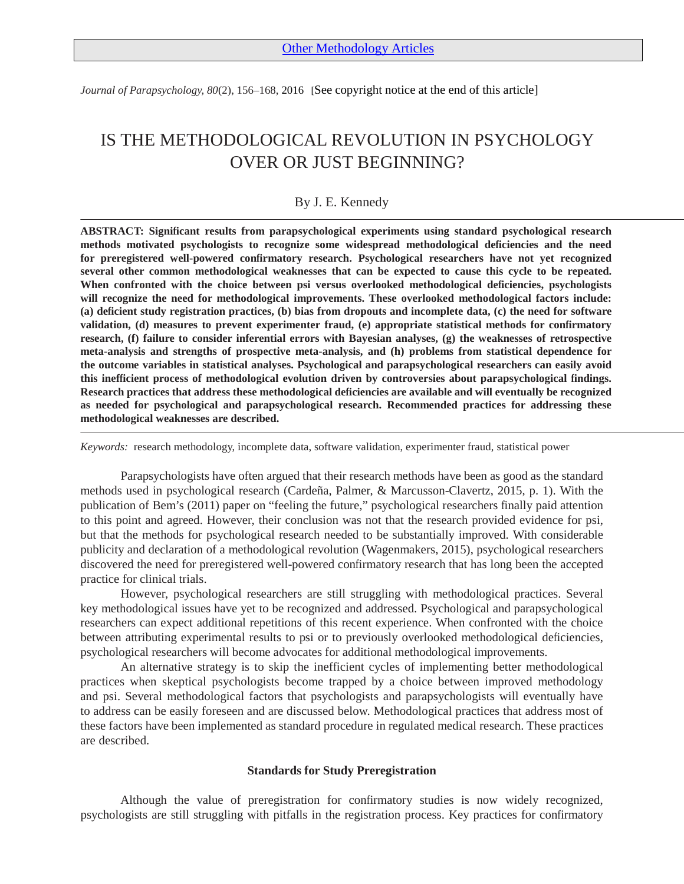Other Methodology Articles

*Journal of Parapsychology, 80*(2), 156–168, 2016 [See copyright notice at the end of this article]

# IS THE METHODOLOGICAL REVOLUTION IN PSYCHOLOGY OVER OR JUST BEGINNING?

By J. E. Kennedy

**ABSTRACT: Significant results from parapsychological experiments using standard psychological research methods motivated psychologists to recognize some widespread methodological deficiencies and the need for preregistered well-powered confirmatory research. Psychological researchers have not yet recognized several other common methodological weaknesses that can be expected to cause this cycle to be repeated. When confronted with the choice between psi versus overlooked methodological deficiencies, psychologists will recognize the need for methodological improvements. These overlooked methodological factors include: (a) deficient study registration practices, (b) bias from dropouts and incomplete data, (c) the need for software validation, (d) measures to prevent experimenter fraud, (e) appropriate statistical methods for confirmatory research, (f) failure to consider inferential errors with Bayesian analyses, (g) the weaknesses of retrospective meta-analysis and strengths of prospective meta-analysis, and (h) problems from statistical dependence for the outcome variables in statistical analyses. Psychological and parapsychological researchers can easily avoid this inefficient process of methodological evolution driven by controversies about parapsychological findings. Research practices that address these methodological deficiencies are available and will eventually be recognized as needed for psychological and parapsychological research. Recommended practices for addressing these methodological weaknesses are described.**

*Keywords:* research methodology, incomplete data, software validation, experimenter fraud, statistical power

Parapsychologists have often argued that their research methods have been as good as the standard methods used in psychological research (Cardeña, Palmer, & Marcusson-Clavertz, 2015, p. 1). With the publication of Bem's (2011) paper on "feeling the future," psychological researchers finally paid attention to this point and agreed. However, their conclusion was not that the research provided evidence for psi, but that the methods for psychological research needed to be substantially improved. With considerable publicity and declaration of a methodological revolution (Wagenmakers, 2015), psychological researchers discovered the need for preregistered well-powered confirmatory research that has long been the accepted practice for clinical trials.

However, psychological researchers are still struggling with methodological practices. Several key methodological issues have yet to be recognized and addressed. Psychological and parapsychological researchers can expect additional repetitions of this recent experience. When confronted with the choice between attributing experimental results to psi or to previously overlooked methodological deficiencies, psychological researchers will become advocates for additional methodological improvements.

An alternative strategy is to skip the inefficient cycles of implementing better methodological practices when skeptical psychologists become trapped by a choice between improved methodology and psi. Several methodological factors that psychologists and parapsychologists will eventually have to address can be easily foreseen and are discussed below. Methodological practices that address most of these factors have been implemented as standard procedure in regulated medical research. These practices are described.

## Standards for Study Preregistration

Although the value of preregistration for confirmatory studies is now widely recognized, psychologists are still struggling with pitfalls in the registration process. Key practices for confirmatory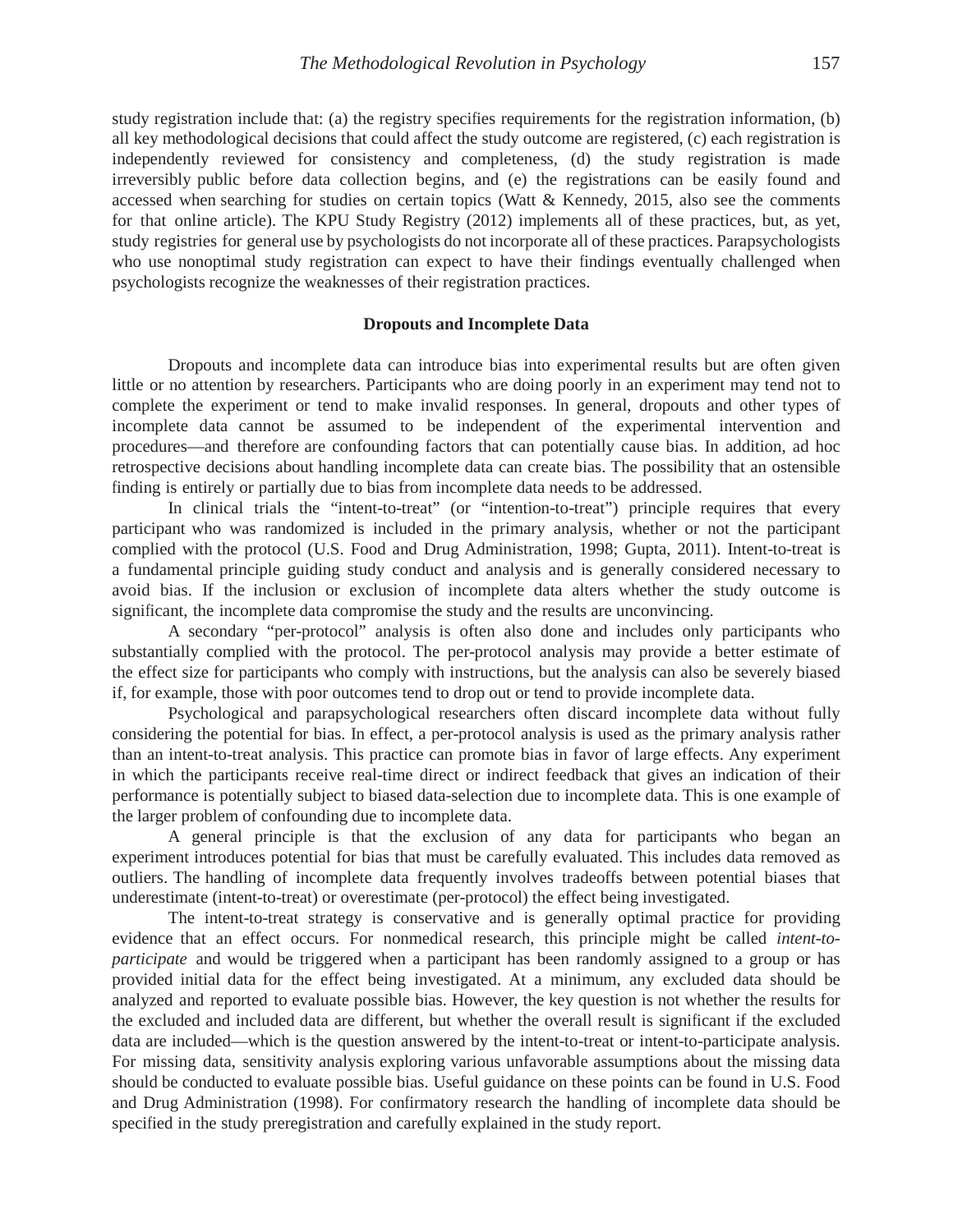study registration include that: (a) the registry specifies requirements for the registration information, (b) all key methodological decisions that could affect the study outcome are registered, (c) each registration is independently reviewed for consistency and completeness, (d) the study registration is made irreversibly public before data collection begins, and (e) the registrations can be easily found and accessed when searching for studies on certain topics (Watt & Kennedy, 2015, also see the comments for that online article). The KPU Study Registry (2012) implements all of these practices, but, as yet, study registries for general use by psychologists do not incorporate all of these practices. Parapsychologists who use nonoptimal study registration can expect to have their findings eventually challenged when psychologists recognize the weaknesses of their registration practices.

## Dropouts and Incomplete Data

Dropouts and incomplete data can introduce bias into experimental results but are often given little or no attention by researchers. Participants who are doing poorly in an experiment may tend not to complete the experiment or tend to make invalid responses. In general, dropouts and other types of incomplete data cannot be assumed to be independent of the experimental intervention and procedures—and therefore are confounding factors that can potentially cause bias. In addition, ad hoc retrospective decisions about handling incomplete data can create bias. The possibility that an ostensible finding is entirely or partially due to bias from incomplete data needs to be addressed.

In clinical trials the "intent-to-treat" (or "intention-to-treat") principle requires that every participant who was randomized is included in the primary analysis, whether or not the participant complied with the protocol (U.S. Food and Drug Administration, 1998; Gupta, 2011). Intent-to-treat is a fundamental principle guiding study conduct and analysis and is generally considered necessary to avoid bias. If the inclusion or exclusion of incomplete data alters whether the study outcome is significant, the incomplete data compromise the study and the results are unconvincing.

A secondary "per-protocol" analysis is often also done and includes only participants who substantially complied with the protocol. The per-protocol analysis may provide a better estimate of the effect size for participants who comply with instructions, but the analysis can also be severely biased if, for example, those with poor outcomes tend to drop out or tend to provide incomplete data.

Psychological and parapsychological researchers often discard incomplete data without fully considering the potential for bias. In effect, a per-protocol analysis is used as the primary analysis rather than an intent-to-treat analysis. This practice can promote bias in favor of large effects. Any experiment in which the participants receive real-time direct or indirect feedback that gives an indication of their performance is potentially subject to biased data-selection due to incomplete data. This is one example of the larger problem of confounding due to incomplete data.

A general principle is that the exclusion of any data for participants who began an experiment introduces potential for bias that must be carefully evaluated. This includes data removed as outliers. The handling of incomplete data frequently involves tradeoffs between potential biases that underestimate (intent-to-treat) or overestimate (per-protocol) the effect being investigated.

The intent-to-treat strategy is conservative and is generally optimal practice for providing evidence that an effect occurs. For nonmedical research, this principle might be called *intent-to-participate* and would be triggered when a participant has been randomly assigned to a group or has provided initial data for the effect being investigated. At a minimum, any excluded data should be analyzed and reported to evaluate possible bias. However, the key question is not whether the results for the excluded and included data are different, but whether the overall result is significant if the excluded data are included—which is the question answered by the intent-to-treat or intent-to-participate analysis. For missing data, sensitivity analysis exploring various unfavorable assumptions about the missing data should be conducted to evaluate possible bias. Useful guidance on these points can be found in U.S. Food and Drug Administration (1998). For confirmatory research the handling of incomplete data should be specified in the study preregistration and carefully explained in the study report.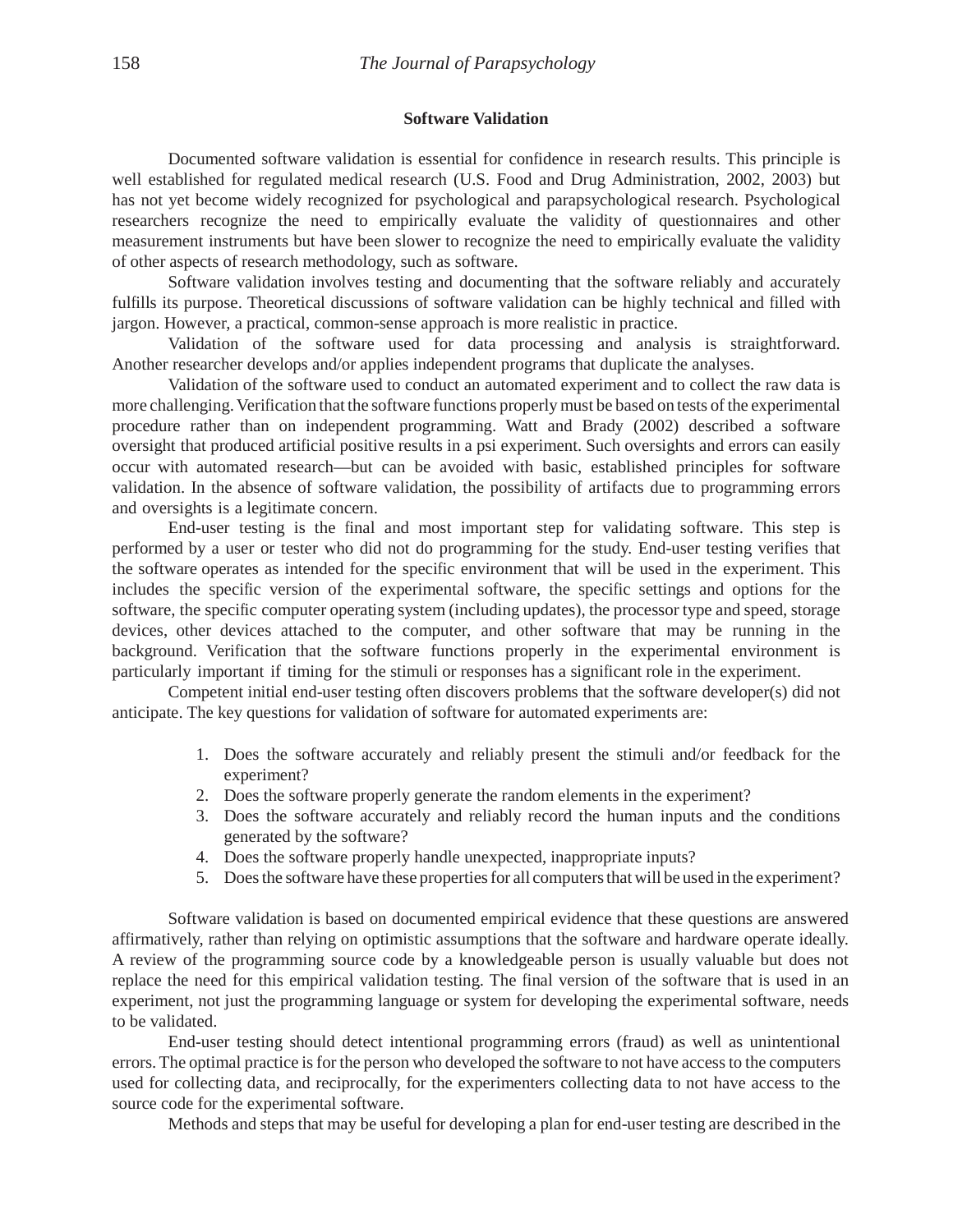## Software Validation

Documented software validation is essential for confidence in research results. This principle is well established for regulated medical research (U.S. Food and Drug Administration, 2002, 2003) but has not yet become widely recognized for psychological and parapsychological research. Psychological researchers recognize the need to empirically evaluate the validity of questionnaires and other measurement instruments but have been slower to recognize the need to empirically evaluate the validity of other aspects of research methodology, such as software.

Software validation involves testing and documenting that the software reliably and accurately fulfills its purpose. Theoretical discussions of software validation can be highly technical and filled with jargon. However, a practical, common-sense approach is more realistic in practice.

Validation of the software used for data processing and analysis is straightforward. Another researcher develops and/or applies independent programs that duplicate the analyses.

Validation of the software used to conduct an automated experiment and to collect the raw data is more challenging. Verification that the software functions properly must be based on tests of the experimental procedure rather than on independent programming. Watt and Brady (2002) described a software oversight that produced artificial positive results in a psi experiment. Such oversights and errors can easily occur with automated research—but can be avoided with basic, established principles for software validation. In the absence of software validation, the possibility of artifacts due to programming errors and oversights is a legitimate concern.

End-user testing is the final and most important step for validating software. This step is performed by a user or tester who did not do programming for the study. End-user testing verifies that the software operates as intended for the specific environment that will be used in the experiment. This includes the specific version of the experimental software, the specific settings and options for the software, the specific computer operating system (including updates), the processor type and speed, storage devices, other devices attached to the computer, and other software that may be running in the background. Verification that the software functions properly in the experimental environment is particularly important if timing for the stimuli or responses has a significant role in the experiment.

Competent initial end-user testing often discovers problems that the software developer(s) did not anticipate. The key questions for validation of software for automated experiments are:

1. Does the software accurately and reliably present the stimuli and/or feedback for the experiment?
2. Does the software properly generate the random elements in the experiment?
3. Does the software accurately and reliably record the human inputs and the conditions generated by the software?
4. Does the software properly handle unexpected, inappropriate inputs?
5. Does the software have these properties for all computers that will be used in the experiment?

Software validation is based on documented empirical evidence that these questions are answered affirmatively, rather than relying on optimistic assumptions that the software and hardware operate ideally. A review of the programming source code by a knowledgeable person is usually valuable but does not replace the need for this empirical validation testing. The final version of the software that is used in an experiment, not just the programming language or system for developing the experimental software, needs to be validated.

End-user testing should detect intentional programming errors (fraud) as well as unintentional errors. The optimal practice is for the person who developed the software to not have access to the computers used for collecting data, and reciprocally, for the experimenters collecting data to not have access to the source code for the experimental software.

Methods and steps that may be useful for developing a plan for end-user testing are described in the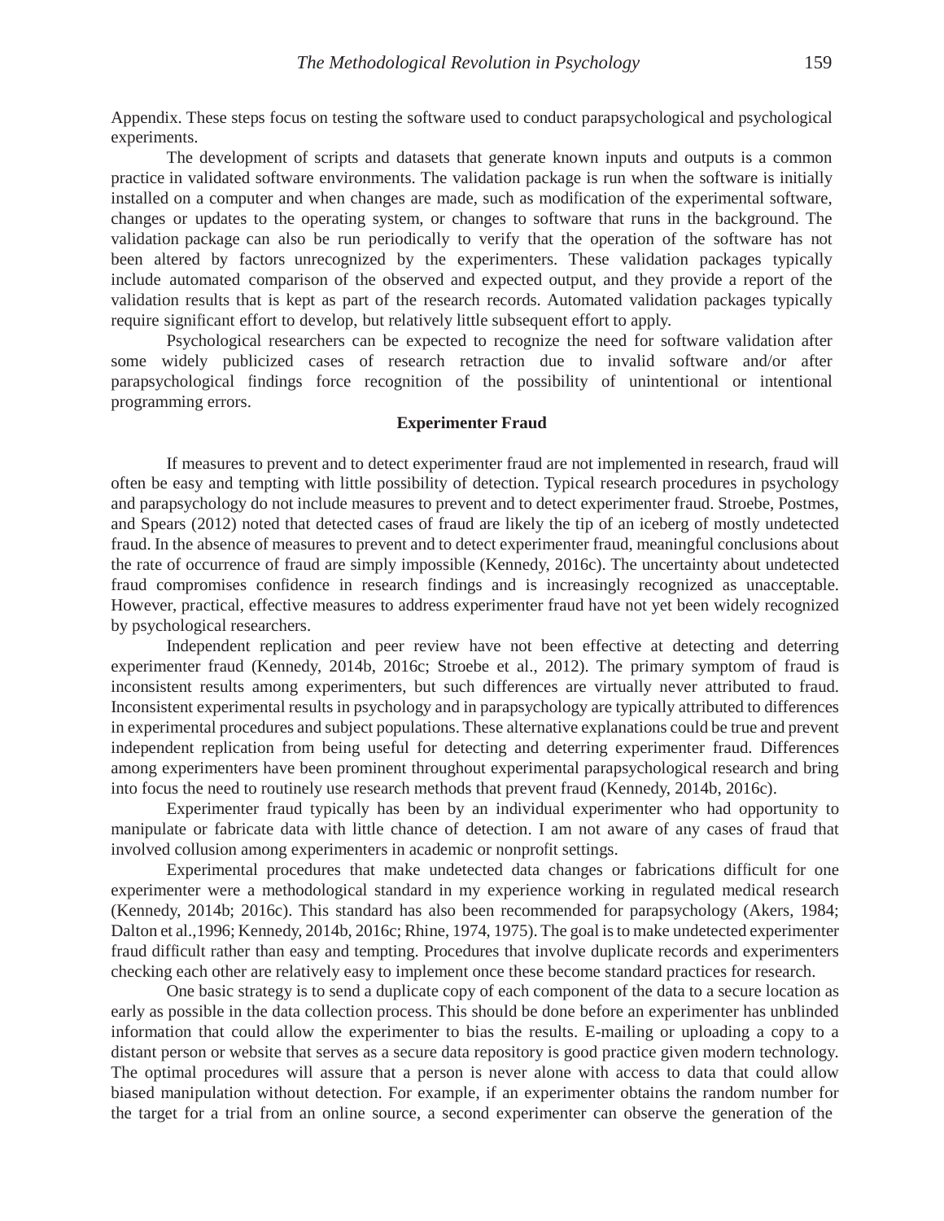Appendix. These steps focus on testing the software used to conduct parapsychological and psychological experiments.

The development of scripts and datasets that generate known inputs and outputs is a common practice in validated software environments. The validation package is run when the software is initially installed on a computer and when changes are made, such as modification of the experimental software, changes or updates to the operating system, or changes to software that runs in the background. The validation package can also be run periodically to verify that the operation of the software has not been altered by factors unrecognized by the experimenters. These validation packages typically include automated comparison of the observed and expected output, and they provide a report of the validation results that is kept as part of the research records. Automated validation packages typically require significant effort to develop, but relatively little subsequent effort to apply.

Psychological researchers can be expected to recognize the need for software validation after some widely publicized cases of research retraction due to invalid software and/or after parapsychological findings force recognition of the possibility of unintentional or intentional programming errors.

## Experimenter Fraud

If measures to prevent and to detect experimenter fraud are not implemented in research, fraud will often be easy and tempting with little possibility of detection. Typical research procedures in psychology and parapsychology do not include measures to prevent and to detect experimenter fraud. Stroebe, Postmes, and Spears (2012) noted that detected cases of fraud are likely the tip of an iceberg of mostly undetected fraud. In the absence of measures to prevent and to detect experimenter fraud, meaningful conclusions about the rate of occurrence of fraud are simply impossible (Kennedy, 2016c). The uncertainty about undetected fraud compromises confidence in research findings and is increasingly recognized as unacceptable. However, practical, effective measures to address experimenter fraud have not yet been widely recognized by psychological researchers.

Independent replication and peer review have not been effective at detecting and deterring experimenter fraud (Kennedy, 2014b, 2016c; Stroebe et al., 2012). The primary symptom of fraud is inconsistent results among experimenters, but such differences are virtually never attributed to fraud. Inconsistent experimental results in psychology and in parapsychology are typically attributed to differences in experimental procedures and subject populations. These alternative explanations could be true and prevent independent replication from being useful for detecting and deterring experimenter fraud. Differences among experimenters have been prominent throughout experimental parapsychological research and bring into focus the need to routinely use research methods that prevent fraud (Kennedy, 2014b, 2016c).

Experimenter fraud typically has been by an individual experimenter who had opportunity to manipulate or fabricate data with little chance of detection. I am not aware of any cases of fraud that involved collusion among experimenters in academic or nonprofit settings.

Experimental procedures that make undetected data changes or fabrications difficult for one experimenter were a methodological standard in my experience working in regulated medical research (Kennedy, 2014b; 2016c). This standard has also been recommended for parapsychology (Akers, 1984; Dalton et al.,1996; Kennedy, 2014b, 2016c; Rhine, 1974, 1975). The goal is to make undetected experimenter fraud difficult rather than easy and tempting. Procedures that involve duplicate records and experimenters checking each other are relatively easy to implement once these become standard practices for research.

One basic strategy is to send a duplicate copy of each component of the data to a secure location as early as possible in the data collection process. This should be done before an experimenter has unblinded information that could allow the experimenter to bias the results. E-mailing or uploading a copy to a distant person or website that serves as a secure data repository is good practice given modern technology. The optimal procedures will assure that a person is never alone with access to data that could allow biased manipulation without detection. For example, if an experimenter obtains the random number for the target for a trial from an online source, a second experimenter can observe the generation of the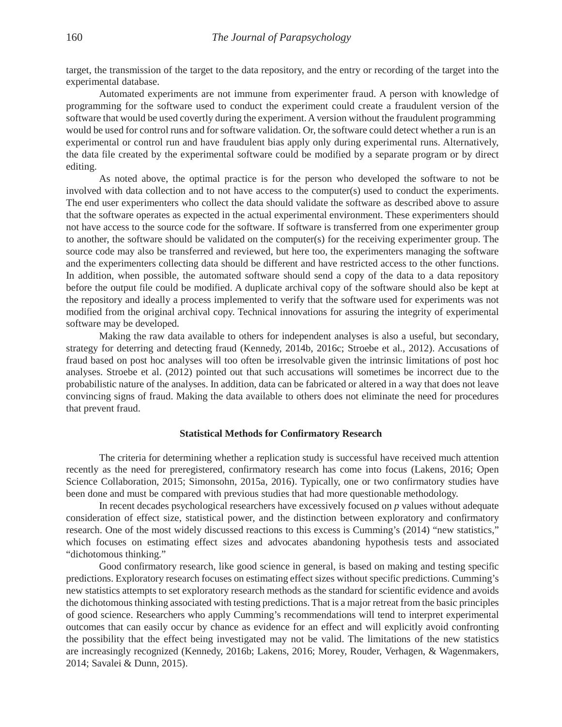target, the transmission of the target to the data repository, and the entry or recording of the target into the experimental database.

Automated experiments are not immune from experimenter fraud. A person with knowledge of programming for the software used to conduct the experiment could create a fraudulent version of the software that would be used covertly during the experiment. A version without the fraudulent programming would be used for control runs and for software validation. Or, the software could detect whether a run is an experimental or control run and have fraudulent bias apply only during experimental runs. Alternatively, the data file created by the experimental software could be modified by a separate program or by direct editing.

As noted above, the optimal practice is for the person who developed the software to not be involved with data collection and to not have access to the computer(s) used to conduct the experiments. The end user experimenters who collect the data should validate the software as described above to assure that the software operates as expected in the actual experimental environment. These experimenters should not have access to the source code for the software. If software is transferred from one experimenter group to another, the software should be validated on the computer(s) for the receiving experimenter group. The source code may also be transferred and reviewed, but here too, the experimenters managing the software and the experimenters collecting data should be different and have restricted access to the other functions. In addition, when possible, the automated software should send a copy of the data to a data repository before the output file could be modified. A duplicate archival copy of the software should also be kept at the repository and ideally a process implemented to verify that the software used for experiments was not modified from the original archival copy. Technical innovations for assuring the integrity of experimental software may be developed.

Making the raw data available to others for independent analyses is also a useful, but secondary, strategy for deterring and detecting fraud (Kennedy, 2014b, 2016c; Stroebe et al., 2012). Accusations of fraud based on post hoc analyses will too often be irresolvable given the intrinsic limitations of post hoc analyses. Stroebe et al. (2012) pointed out that such accusations will sometimes be incorrect due to the probabilistic nature of the analyses. In addition, data can be fabricated or altered in a way that does not leave convincing signs of fraud. Making the data available to others does not eliminate the need for procedures that prevent fraud.

## Statistical Methods for Confirmatory Research

The criteria for determining whether a replication study is successful have received much attention recently as the need for preregistered, confirmatory research has come into focus (Lakens, 2016; Open Science Collaboration, 2015; Simonsohn, 2015a, 2016). Typically, one or two confirmatory studies have been done and must be compared with previous studies that had more questionable methodology.

In recent decades psychological researchers have excessively focused on *p* values without adequate consideration of effect size, statistical power, and the distinction between exploratory and confirmatory research. One of the most widely discussed reactions to this excess is Cumming's (2014) "new statistics," which focuses on estimating effect sizes and advocates abandoning hypothesis tests and associated "dichotomous thinking."

Good confirmatory research, like good science in general, is based on making and testing specific predictions. Exploratory research focuses on estimating effect sizes without specific predictions. Cumming's new statistics attempts to set exploratory research methods as the standard for scientific evidence and avoids the dichotomous thinking associated with testing predictions. That is a major retreat from the basic principles of good science. Researchers who apply Cumming's recommendations will tend to interpret experimental outcomes that can easily occur by chance as evidence for an effect and will explicitly avoid confronting the possibility that the effect being investigated may not be valid. The limitations of the new statistics are increasingly recognized (Kennedy, 2016b; Lakens, 2016; Morey, Rouder, Verhagen, & Wagenmakers, 2014; Savalei & Dunn, 2015).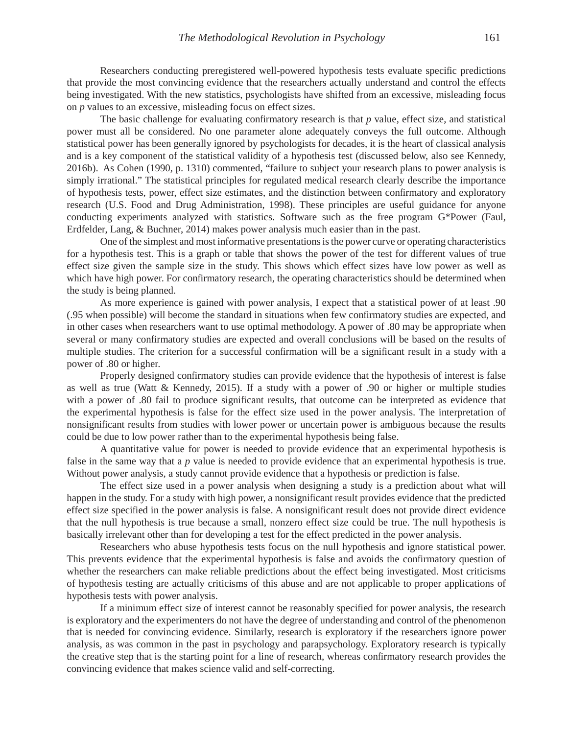Researchers conducting preregistered well-powered hypothesis tests evaluate specific predictions that provide the most convincing evidence that the researchers actually understand and control the effects being investigated. With the new statistics, psychologists have shifted from an excessive, misleading focus on *p* values to an excessive, misleading focus on effect sizes.

The basic challenge for evaluating confirmatory research is that *p* value, effect size, and statistical power must all be considered. No one parameter alone adequately conveys the full outcome. Although statistical power has been generally ignored by psychologists for decades, it is the heart of classical analysis and is a key component of the statistical validity of a hypothesis test (discussed below, also see Kennedy, 2016b). As Cohen (1990, p. 1310) commented, "failure to subject your research plans to power analysis is simply irrational." The statistical principles for regulated medical research clearly describe the importance of hypothesis tests, power, effect size estimates, and the distinction between confirmatory and exploratory research (U.S. Food and Drug Administration, 1998). These principles are useful guidance for anyone conducting experiments analyzed with statistics. Software such as the free program G*Power (Faul, Erdfelder, Lang, & Buchner, 2014) makes power analysis much easier than in the past.

One of the simplest and most informative presentations is the power curve or operating characteristics for a hypothesis test. This is a graph or table that shows the power of the test for different values of true effect size given the sample size in the study. This shows which effect sizes have low power as well as which have high power. For confirmatory research, the operating characteristics should be determined when the study is being planned.

As more experience is gained with power analysis, I expect that a statistical power of at least .90 (.95 when possible) will become the standard in situations when few confirmatory studies are expected, and in other cases when researchers want to use optimal methodology. A power of .80 may be appropriate when several or many confirmatory studies are expected and overall conclusions will be based on the results of multiple studies. The criterion for a successful confirmation will be a significant result in a study with a power of .80 or higher.

Properly designed confirmatory studies can provide evidence that the hypothesis of interest is false as well as true (Watt & Kennedy, 2015). If a study with a power of .90 or higher or multiple studies with a power of .80 fail to produce significant results, that outcome can be interpreted as evidence that the experimental hypothesis is false for the effect size used in the power analysis. The interpretation of nonsignificant results from studies with lower power or uncertain power is ambiguous because the results could be due to low power rather than to the experimental hypothesis being false.

A quantitative value for power is needed to provide evidence that an experimental hypothesis is false in the same way that a *p* value is needed to provide evidence that an experimental hypothesis is true. Without power analysis, a study cannot provide evidence that a hypothesis or prediction is false.

The effect size used in a power analysis when designing a study is a prediction about what will happen in the study. For a study with high power, a nonsignificant result provides evidence that the predicted effect size specified in the power analysis is false. A nonsignificant result does not provide direct evidence that the null hypothesis is true because a small, nonzero effect size could be true. The null hypothesis is basically irrelevant other than for developing a test for the effect predicted in the power analysis.

Researchers who abuse hypothesis tests focus on the null hypothesis and ignore statistical power. This prevents evidence that the experimental hypothesis is false and avoids the confirmatory question of whether the researchers can make reliable predictions about the effect being investigated. Most criticisms of hypothesis testing are actually criticisms of this abuse and are not applicable to proper applications of hypothesis tests with power analysis.

If a minimum effect size of interest cannot be reasonably specified for power analysis, the research is exploratory and the experimenters do not have the degree of understanding and control of the phenomenon that is needed for convincing evidence. Similarly, research is exploratory if the researchers ignore power analysis, as was common in the past in psychology and parapsychology. Exploratory research is typically the creative step that is the starting point for a line of research, whereas confirmatory research provides the convincing evidence that makes science valid and self-correcting.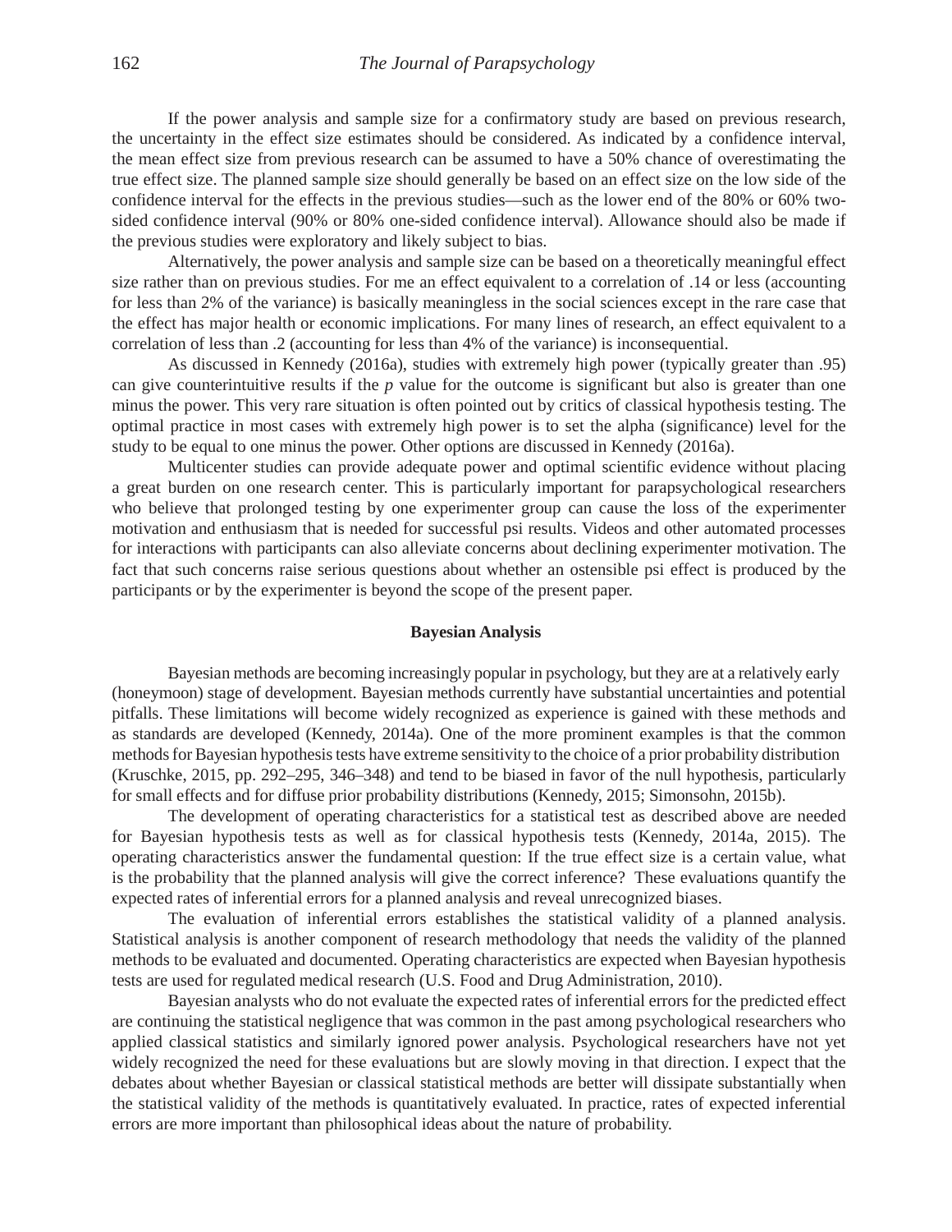If the power analysis and sample size for a confirmatory study are based on previous research, the uncertainty in the effect size estimates should be considered. As indicated by a confidence interval, the mean effect size from previous research can be assumed to have a 50% chance of overestimating the true effect size. The planned sample size should generally be based on an effect size on the low side of the confidence interval for the effects in the previous studies—such as the lower end of the 80% or 60% two-sided confidence interval (90% or 80% one-sided confidence interval). Allowance should also be made if the previous studies were exploratory and likely subject to bias.

Alternatively, the power analysis and sample size can be based on a theoretically meaningful effect size rather than on previous studies. For me an effect equivalent to a correlation of .14 or less (accounting for less than 2% of the variance) is basically meaningless in the social sciences except in the rare case that the effect has major health or economic implications. For many lines of research, an effect equivalent to a correlation of less than .2 (accounting for less than 4% of the variance) is inconsequential.

As discussed in Kennedy (2016a), studies with extremely high power (typically greater than .95) can give counterintuitive results if the *p* value for the outcome is significant but also is greater than one minus the power. This very rare situation is often pointed out by critics of classical hypothesis testing. The optimal practice in most cases with extremely high power is to set the alpha (significance) level for the study to be equal to one minus the power. Other options are discussed in Kennedy (2016a).

Multicenter studies can provide adequate power and optimal scientific evidence without placing a great burden on one research center. This is particularly important for parapsychological researchers who believe that prolonged testing by one experimenter group can cause the loss of the experimenter motivation and enthusiasm that is needed for successful psi results. Videos and other automated processes for interactions with participants can also alleviate concerns about declining experimenter motivation. The fact that such concerns raise serious questions about whether an ostensible psi effect is produced by the participants or by the experimenter is beyond the scope of the present paper.

### Bayesian Analysis

Bayesian methods are becoming increasingly popular in psychology, but they are at a relatively early (honeymoon) stage of development. Bayesian methods currently have substantial uncertainties and potential pitfalls. These limitations will become widely recognized as experience is gained with these methods and as standards are developed (Kennedy, 2014a). One of the more prominent examples is that the common methods for Bayesian hypothesis tests have extreme sensitivity to the choice of a prior probability distribution (Kruschke, 2015, pp. 292–295, 346–348) and tend to be biased in favor of the null hypothesis, particularly for small effects and for diffuse prior probability distributions (Kennedy, 2015; Simonsohn, 2015b).

The development of operating characteristics for a statistical test as described above are needed for Bayesian hypothesis tests as well as for classical hypothesis tests (Kennedy, 2014a, 2015). The operating characteristics answer the fundamental question: If the true effect size is a certain value, what is the probability that the planned analysis will give the correct inference? These evaluations quantify the expected rates of inferential errors for a planned analysis and reveal unrecognized biases.

The evaluation of inferential errors establishes the statistical validity of a planned analysis. Statistical analysis is another component of research methodology that needs the validity of the planned methods to be evaluated and documented. Operating characteristics are expected when Bayesian hypothesis tests are used for regulated medical research (U.S. Food and Drug Administration, 2010).

Bayesian analysts who do not evaluate the expected rates of inferential errors for the predicted effect are continuing the statistical negligence that was common in the past among psychological researchers who applied classical statistics and similarly ignored power analysis. Psychological researchers have not yet widely recognized the need for these evaluations but are slowly moving in that direction. I expect that the debates about whether Bayesian or classical statistical methods are better will dissipate substantially when the statistical validity of the methods is quantitatively evaluated. In practice, rates of expected inferential errors are more important than philosophical ideas about the nature of probability.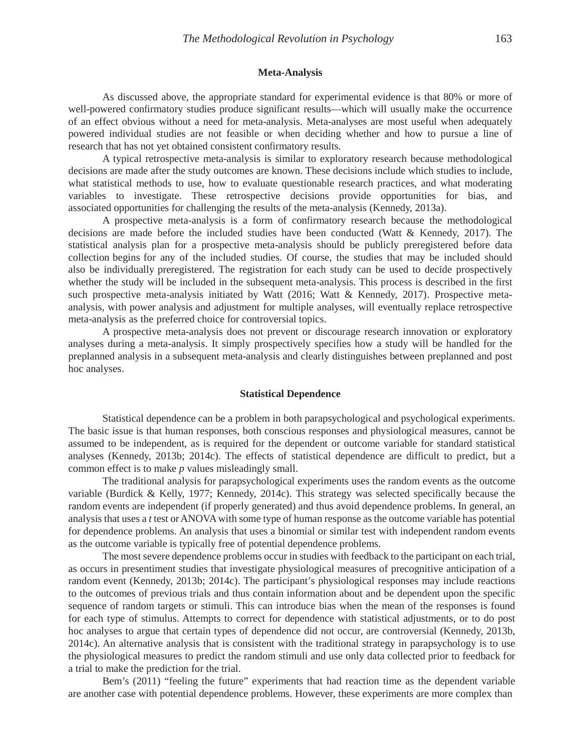## Meta-Analysis

As discussed above, the appropriate standard for experimental evidence is that 80% or more of well-powered confirmatory studies produce significant results—which will usually make the occurrence of an effect obvious without a need for meta-analysis. Meta-analyses are most useful when adequately powered individual studies are not feasible or when deciding whether and how to pursue a line of research that has not yet obtained consistent confirmatory results.

A typical retrospective meta-analysis is similar to exploratory research because methodological decisions are made after the study outcomes are known. These decisions include which studies to include, what statistical methods to use, how to evaluate questionable research practices, and what moderating variables to investigate. These retrospective decisions provide opportunities for bias, and associated opportunities for challenging the results of the meta-analysis (Kennedy, 2013a).

A prospective meta-analysis is a form of confirmatory research because the methodological decisions are made before the included studies have been conducted (Watt & Kennedy, 2017). The statistical analysis plan for a prospective meta-analysis should be publicly preregistered before data collection begins for any of the included studies. Of course, the studies that may be included should also be individually preregistered. The registration for each study can be used to decide prospectively whether the study will be included in the subsequent meta-analysis. This process is described in the first such prospective meta-analysis initiated by Watt (2016; Watt & Kennedy, 2017). Prospective meta-analysis, with power analysis and adjustment for multiple analyses, will eventually replace retrospective meta-analysis as the preferred choice for controversial topics.

A prospective meta-analysis does not prevent or discourage research innovation or exploratory analyses during a meta-analysis. It simply prospectively specifies how a study will be handled for the preplanned analysis in a subsequent meta-analysis and clearly distinguishes between preplanned and post hoc analyses.

## Statistical Dependence

Statistical dependence can be a problem in both parapsychological and psychological experiments. The basic issue is that human responses, both conscious responses and physiological measures, cannot be assumed to be independent, as is required for the dependent or outcome variable for standard statistical analyses (Kennedy, 2013b; 2014c). The effects of statistical dependence are difficult to predict, but a common effect is to make *p* values misleadingly small.

The traditional analysis for parapsychological experiments uses the random events as the outcome variable (Burdick & Kelly, 1977; Kennedy, 2014c). This strategy was selected specifically because the random events are independent (if properly generated) and thus avoid dependence problems. In general, an analysis that uses a *t* test or ANOVA with some type of human response as the outcome variable has potential for dependence problems. An analysis that uses a binomial or similar test with independent random events as the outcome variable is typically free of potential dependence problems.

The most severe dependence problems occur in studies with feedback to the participant on each trial, as occurs in presentiment studies that investigate physiological measures of precognitive anticipation of a random event (Kennedy, 2013b; 2014c). The participant's physiological responses may include reactions to the outcomes of previous trials and thus contain information about and be dependent upon the specific sequence of random targets or stimuli. This can introduce bias when the mean of the responses is found for each type of stimulus. Attempts to correct for dependence with statistical adjustments, or to do post hoc analyses to argue that certain types of dependence did not occur, are controversial (Kennedy, 2013b, 2014c). An alternative analysis that is consistent with the traditional strategy in parapsychology is to use the physiological measures to predict the random stimuli and use only data collected prior to feedback for a trial to make the prediction for the trial.

Bem's (2011) "feeling the future" experiments that had reaction time as the dependent variable are another case with potential dependence problems. However, these experiments are more complex than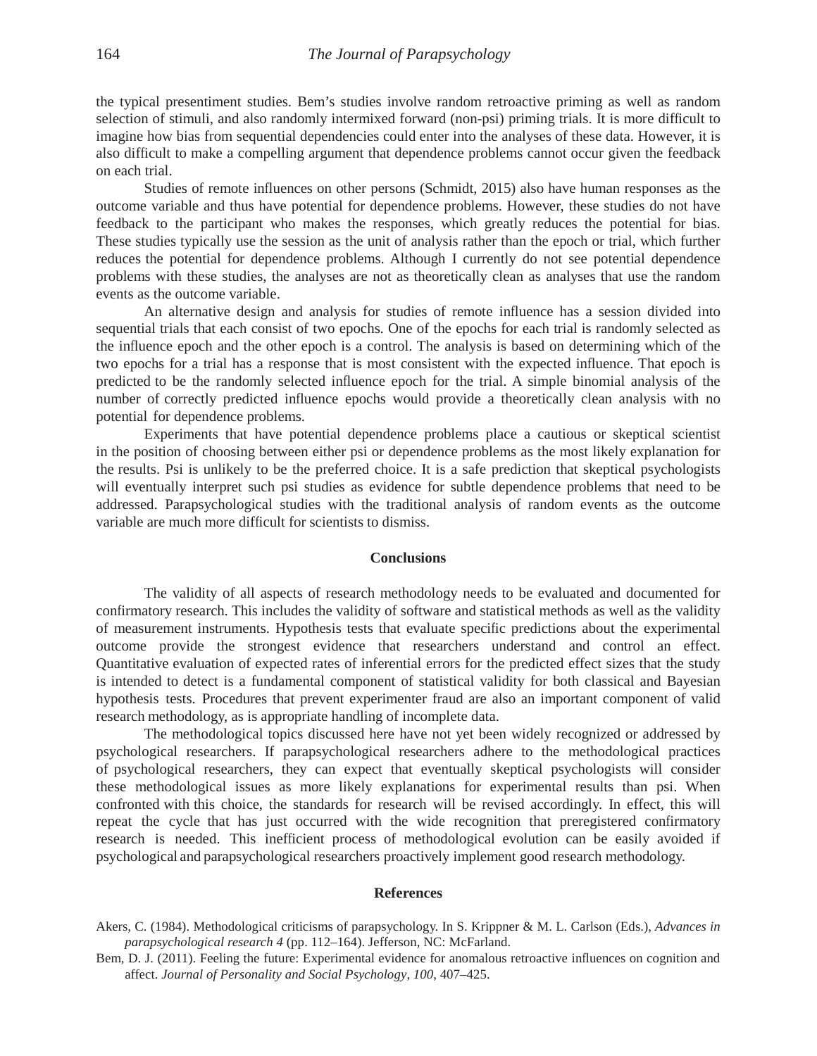the typical presentiment studies. Bem's studies involve random retroactive priming as well as random selection of stimuli, and also randomly intermixed forward (non-psi) priming trials. It is more difficult to imagine how bias from sequential dependencies could enter into the analyses of these data. However, it is also difficult to make a compelling argument that dependence problems cannot occur given the feedback on each trial.

Studies of remote influences on other persons (Schmidt, 2015) also have human responses as the outcome variable and thus have potential for dependence problems. However, these studies do not have feedback to the participant who makes the responses, which greatly reduces the potential for bias. These studies typically use the session as the unit of analysis rather than the epoch or trial, which further reduces the potential for dependence problems. Although I currently do not see potential dependence problems with these studies, the analyses are not as theoretically clean as analyses that use the random events as the outcome variable.

An alternative design and analysis for studies of remote influence has a session divided into sequential trials that each consist of two epochs. One of the epochs for each trial is randomly selected as the influence epoch and the other epoch is a control. The analysis is based on determining which of the two epochs for a trial has a response that is most consistent with the expected influence. That epoch is predicted to be the randomly selected influence epoch for the trial. A simple binomial analysis of the number of correctly predicted influence epochs would provide a theoretically clean analysis with no potential for dependence problems.

Experiments that have potential dependence problems place a cautious or skeptical scientist in the position of choosing between either psi or dependence problems as the most likely explanation for the results. Psi is unlikely to be the preferred choice. It is a safe prediction that skeptical psychologists will eventually interpret such psi studies as evidence for subtle dependence problems that need to be addressed. Parapsychological studies with the traditional analysis of random events as the outcome variable are much more difficult for scientists to dismiss.

## Conclusions

The validity of all aspects of research methodology needs to be evaluated and documented for confirmatory research. This includes the validity of software and statistical methods as well as the validity of measurement instruments. Hypothesis tests that evaluate specific predictions about the experimental outcome provide the strongest evidence that researchers understand and control an effect. Quantitative evaluation of expected rates of inferential errors for the predicted effect sizes that the study is intended to detect is a fundamental component of statistical validity for both classical and Bayesian hypothesis tests. Procedures that prevent experimenter fraud are also an important component of valid research methodology, as is appropriate handling of incomplete data.

The methodological topics discussed here have not yet been widely recognized or addressed by psychological researchers. If parapsychological researchers adhere to the methodological practices of psychological researchers, they can expect that eventually skeptical psychologists will consider these methodological issues as more likely explanations for experimental results than psi. When confronted with this choice, the standards for research will be revised accordingly. In effect, this will repeat the cycle that has just occurred with the wide recognition that preregistered confirmatory research is needed. This inefficient process of methodological evolution can be easily avoided if psychological and parapsychological researchers proactively implement good research methodology.

## References

Akers, C. (1984). Methodological criticisms of parapsychology. In S. Krippner & M. L. Carlson (Eds.), *Advances in parapsychological research 4* (pp. 112–164). Jefferson, NC: McFarland.

Bem, D. J. (2011). Feeling the future: Experimental evidence for anomalous retroactive influences on cognition and affect. *Journal of Personality and Social Psychology*, *100*, 407–425.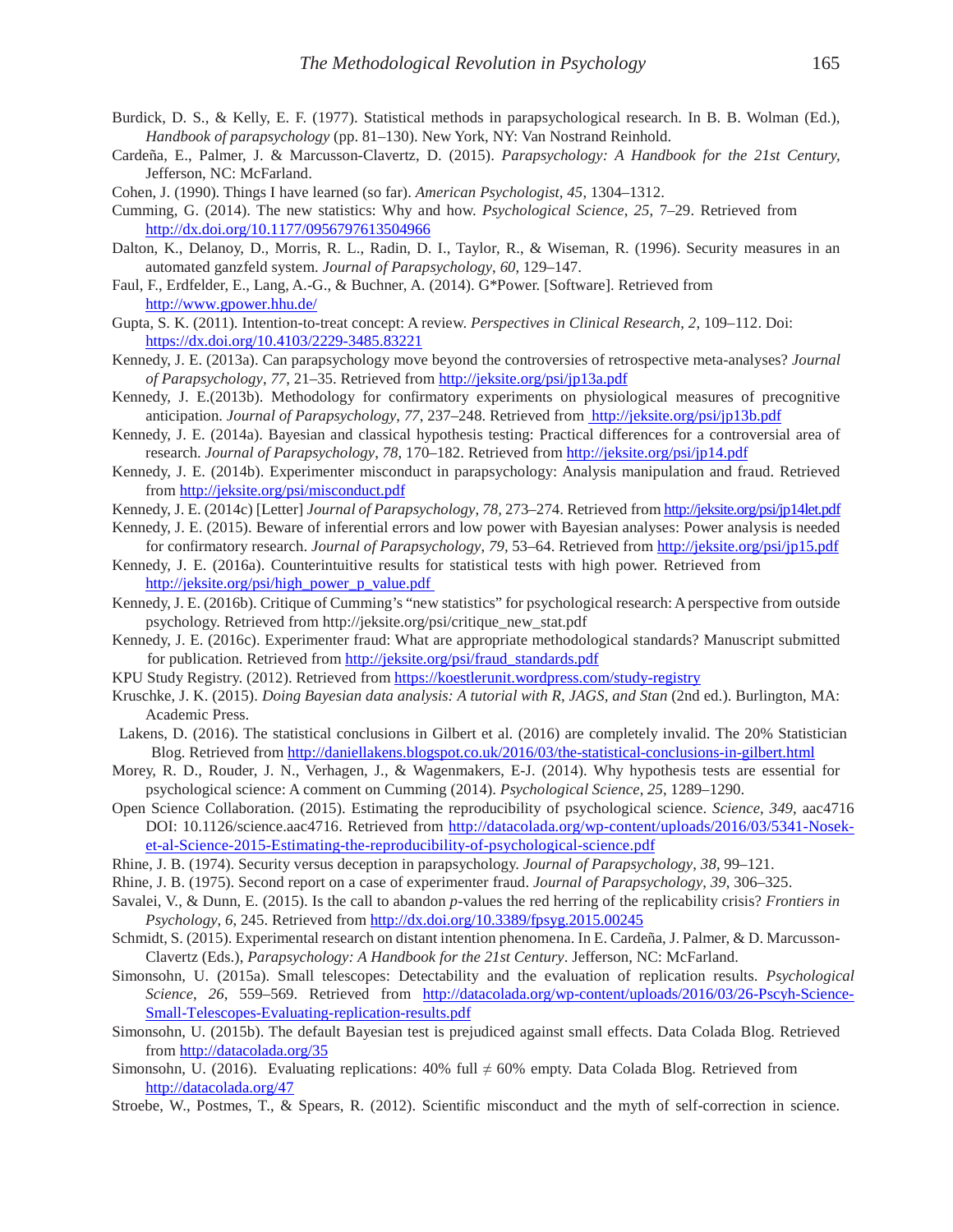Burdick, D. S., & Kelly, E. F. (1977). Statistical methods in parapsychological research. In B. B. Wolman (Ed.), *Handbook of parapsychology* (pp. 81–130). New York, NY: Van Nostrand Reinhold.

Cardeña, E., Palmer, J. & Marcusson-Clavertz, D. (2015). *Parapsychology: A Handbook for the 21st Century,* Jefferson, NC: McFarland.

Cohen, J. (1990). Things I have learned (so far). *American Psychologist*, *45*, 1304–1312.

Cumming, G. (2014). The new statistics: Why and how. *Psychological Science*, *25*, 7–29. Retrieved from http://dx.doi.org/10.1177/0956797613504966

Dalton, K., Delanoy, D., Morris, R. L., Radin, D. I., Taylor, R., & Wiseman, R. (1996). Security measures in an automated ganzfeld system. *Journal of Parapsychology*, *60*, 129–147.

Faul, F., Erdfelder, E., Lang, A.-G., & Buchner, A. (2014). G*Power. [Software]. Retrieved from http://www.gpower.hhu.de/

Gupta, S. K. (2011). Intention-to-treat concept: A review. *Perspectives in Clinical Research*, *2*, 109–112. Doi: https://dx.doi.org/10.4103/2229-3485.83221

Kennedy, J. E. (2013a). Can parapsychology move beyond the controversies of retrospective meta-analyses? *Journal of Parapsychology*, *77*, 21–35. Retrieved from http://jeksite.org/psi/jp13a.pdf

Kennedy, J. E.(2013b). Methodology for confirmatory experiments on physiological measures of precognitive anticipation. *Journal of Parapsychology*, *77*, 237–248. Retrieved from http://jeksite.org/psi/jp13b.pdf

Kennedy, J. E. (2014a). Bayesian and classical hypothesis testing: Practical differences for a controversial area of research. *Journal of Parapsychology*, *78*, 170–182. Retrieved from http://jeksite.org/psi/jp14.pdf

Kennedy, J. E. (2014b). Experimenter misconduct in parapsychology: Analysis manipulation and fraud. Retrieved from http://jeksite.org/psi/misconduct.pdf

Kennedy, J. E. (2014c) [Letter] *Journal of Parapsychology*, *78*, 273–274. Retrieved from http://jeksite.org/psi/jp14let.pdf

Kennedy, J. E. (2015). Beware of inferential errors and low power with Bayesian analyses: Power analysis is needed for confirmatory research. *Journal of Parapsychology*, *79*, 53–64. Retrieved from http://jeksite.org/psi/jp15.pdf

Kennedy, J. E. (2016a). Counterintuitive results for statistical tests with high power. Retrieved from http://jeksite.org/psi/high_power_p_value.pdf

Kennedy, J. E. (2016b). Critique of Cumming's "new statistics" for psychological research: A perspective from outside psychology. Retrieved from http://jeksite.org/psi/critique_new_stat.pdf

Kennedy, J. E. (2016c). Experimenter fraud: What are appropriate methodological standards? Manuscript submitted for publication. Retrieved from http://jeksite.org/psi/fraud_standards.pdf

KPU Study Registry. (2012). Retrieved from https://koestlerunit.wordpress.com/study-registry

Kruschke, J. K. (2015). *Doing Bayesian data analysis: A tutorial with R, JAGS, and Stan* (2nd ed.). Burlington, MA: Academic Press.

Lakens, D. (2016). The statistical conclusions in Gilbert et al. (2016) are completely invalid. The 20% Statistician Blog. Retrieved from http://daniellakens.blogspot.co.uk/2016/03/the-statistical-conclusions-in-gilbert.html

Morey, R. D., Rouder, J. N., Verhagen, J., & Wagenmakers, E-J. (2014). Why hypothesis tests are essential for psychological science: A comment on Cumming (2014). *Psychological Science*, *25*, 1289–1290.

Open Science Collaboration. (2015). Estimating the reproducibility of psychological science. *Science*, *349*, aac4716 DOI: 10.1126/science.aac4716. Retrieved from http://datacolada.org/wp-content/uploads/2016/03/5341-Nosek-et-al-Science-2015-Estimating-the-reproducibility-of-psychological-science.pdf

Rhine, J. B. (1974). Security versus deception in parapsychology. *Journal of Parapsychology*, *38*, 99–121.

Rhine, J. B. (1975). Second report on a case of experimenter fraud. *Journal of Parapsychology*, *39*, 306–325.

Savalei, V., & Dunn, E. (2015). Is the call to abandon *p*-values the red herring of the replicability crisis? *Frontiers in Psychology*, *6*, 245. Retrieved from http://dx.doi.org/10.3389/fpsyg.2015.00245

Schmidt, S. (2015). Experimental research on distant intention phenomena. In E. Cardeña, J. Palmer, & D. Marcusson-Clavertz (Eds.), *Parapsychology: A Handbook for the 21st Century*. Jefferson, NC: McFarland.

Simonsohn, U. (2015a). Small telescopes: Detectability and the evaluation of replication results. *Psychological Science*, *26*, 559–569. Retrieved from http://datacolada.org/wp-content/uploads/2016/03/26-Pscyh-Science-Small-Telescopes-Evaluating-replication-results.pdf

Simonsohn, U. (2015b). The default Bayesian test is prejudiced against small effects. Data Colada Blog. Retrieved from http://datacolada.org/35

Simonsohn, U. (2016). Evaluating replications: 40% full ≠ 60% empty. Data Colada Blog. Retrieved from http://datacolada.org/47

Stroebe, W., Postmes, T., & Spears, R. (2012). Scientific misconduct and the myth of self-correction in science.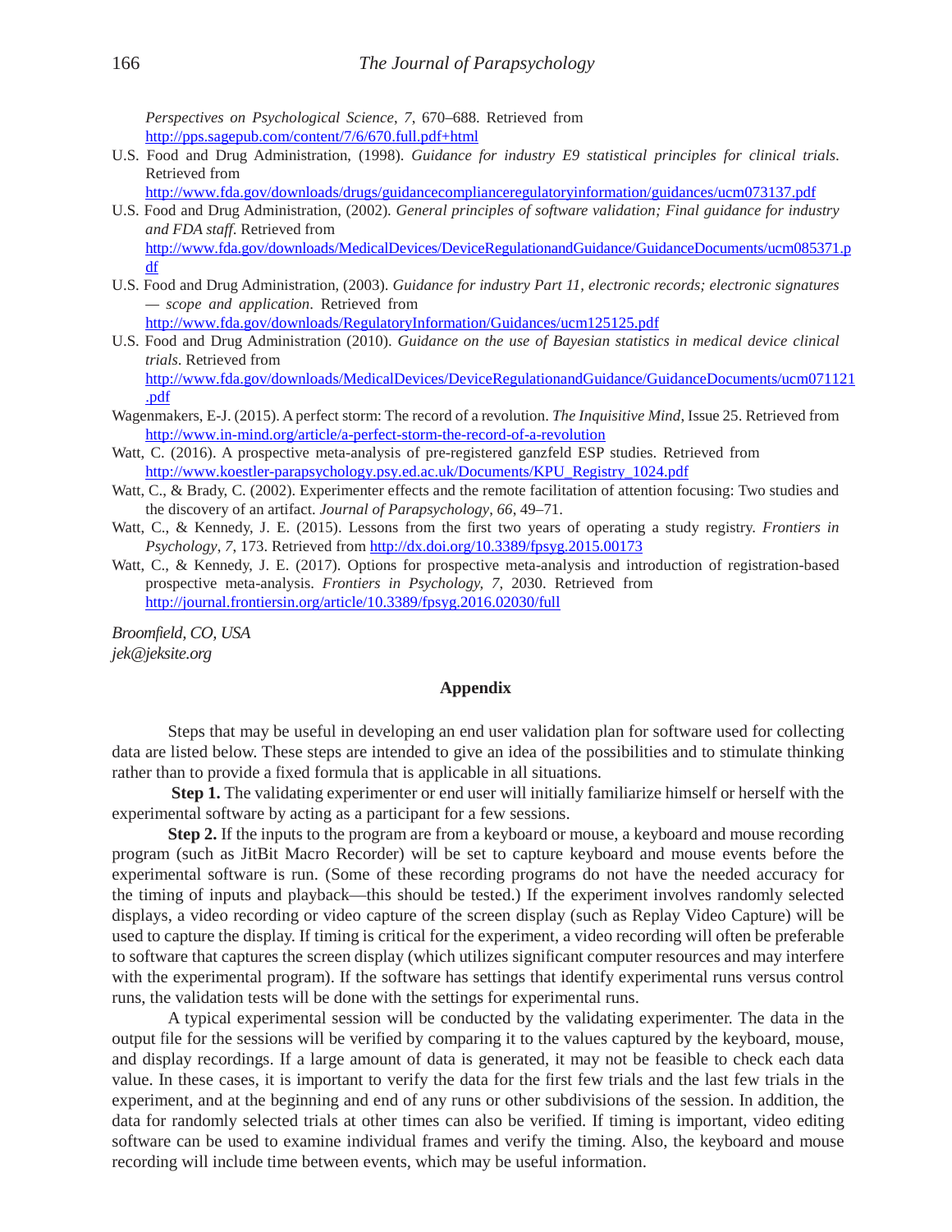*Perspectives on Psychological Science*, *7*, 670–688. Retrieved from http://pps.sagepub.com/content/7/6/670.full.pdf+html

U.S. Food and Drug Administration, (1998). *Guidance for industry E9 statistical principles for clinical trials*. Retrieved from http://www.fda.gov/downloads/drugs/guidancecomplianceregulatoryinformation/guidances/ucm073137.pdf

U.S. Food and Drug Administration, (2002). *General principles of software validation; Final guidance for industry and FDA staff*. Retrieved from http://www.fda.gov/downloads/MedicalDevices/DeviceRegulationandGuidance/GuidanceDocuments/ucm085371.pdf

U.S. Food and Drug Administration, (2003). *Guidance for industry Part 11, electronic records; electronic signatures — scope and application*. Retrieved from http://www.fda.gov/downloads/RegulatoryInformation/Guidances/ucm125125.pdf

U.S. Food and Drug Administration (2010). *Guidance on the use of Bayesian statistics in medical device clinical trials*. Retrieved from http://www.fda.gov/downloads/MedicalDevices/DeviceRegulationandGuidance/GuidanceDocuments/ucm071121.pdf

Wagenmakers, E-J. (2015). A perfect storm: The record of a revolution. *The Inquisitive Mind*, Issue 25. Retrieved from http://www.in-mind.org/article/a-perfect-storm-the-record-of-a-revolution

Watt, C. (2016). A prospective meta-analysis of pre-registered ganzfeld ESP studies. Retrieved from http://www.koestler-parapsychology.psy.ed.ac.uk/Documents/KPU_Registry_1024.pdf

Watt, C., & Brady, C. (2002). Experimenter effects and the remote facilitation of attention focusing: Two studies and the discovery of an artifact. *Journal of Parapsychology*, *66*, 49–71.

Watt, C., & Kennedy, J. E. (2015). Lessons from the first two years of operating a study registry. *Frontiers in Psychology*, *7*, 173. Retrieved from http://dx.doi.org/10.3389/fpsyg.2015.00173

Watt, C., & Kennedy, J. E. (2017). Options for prospective meta-analysis and introduction of registration-based prospective meta-analysis. *Frontiers in Psychology, 7*, 2030. Retrieved from http://journal.frontiersin.org/article/10.3389/fpsyg.2016.02030/full

*Broomfield, CO, USA*
*jek@jeksite.org*

## Appendix

Steps that may be useful in developing an end user validation plan for software used for collecting data are listed below. These steps are intended to give an idea of the possibilities and to stimulate thinking rather than to provide a fixed formula that is applicable in all situations.

**Step 1.** The validating experimenter or end user will initially familiarize himself or herself with the experimental software by acting as a participant for a few sessions.

**Step 2.** If the inputs to the program are from a keyboard or mouse, a keyboard and mouse recording program (such as JitBit Macro Recorder) will be set to capture keyboard and mouse events before the experimental software is run. (Some of these recording programs do not have the needed accuracy for the timing of inputs and playback—this should be tested.) If the experiment involves randomly selected displays, a video recording or video capture of the screen display (such as Replay Video Capture) will be used to capture the display. If timing is critical for the experiment, a video recording will often be preferable to software that captures the screen display (which utilizes significant computer resources and may interfere with the experimental program). If the software has settings that identify experimental runs versus control runs, the validation tests will be done with the settings for experimental runs.

A typical experimental session will be conducted by the validating experimenter. The data in the output file for the sessions will be verified by comparing it to the values captured by the keyboard, mouse, and display recordings. If a large amount of data is generated, it may not be feasible to check each data value. In these cases, it is important to verify the data for the first few trials and the last few trials in the experiment, and at the beginning and end of any runs or other subdivisions of the session. In addition, the data for randomly selected trials at other times can also be verified. If timing is important, video editing software can be used to examine individual frames and verify the timing. Also, the keyboard and mouse recording will include time between events, which may be useful information.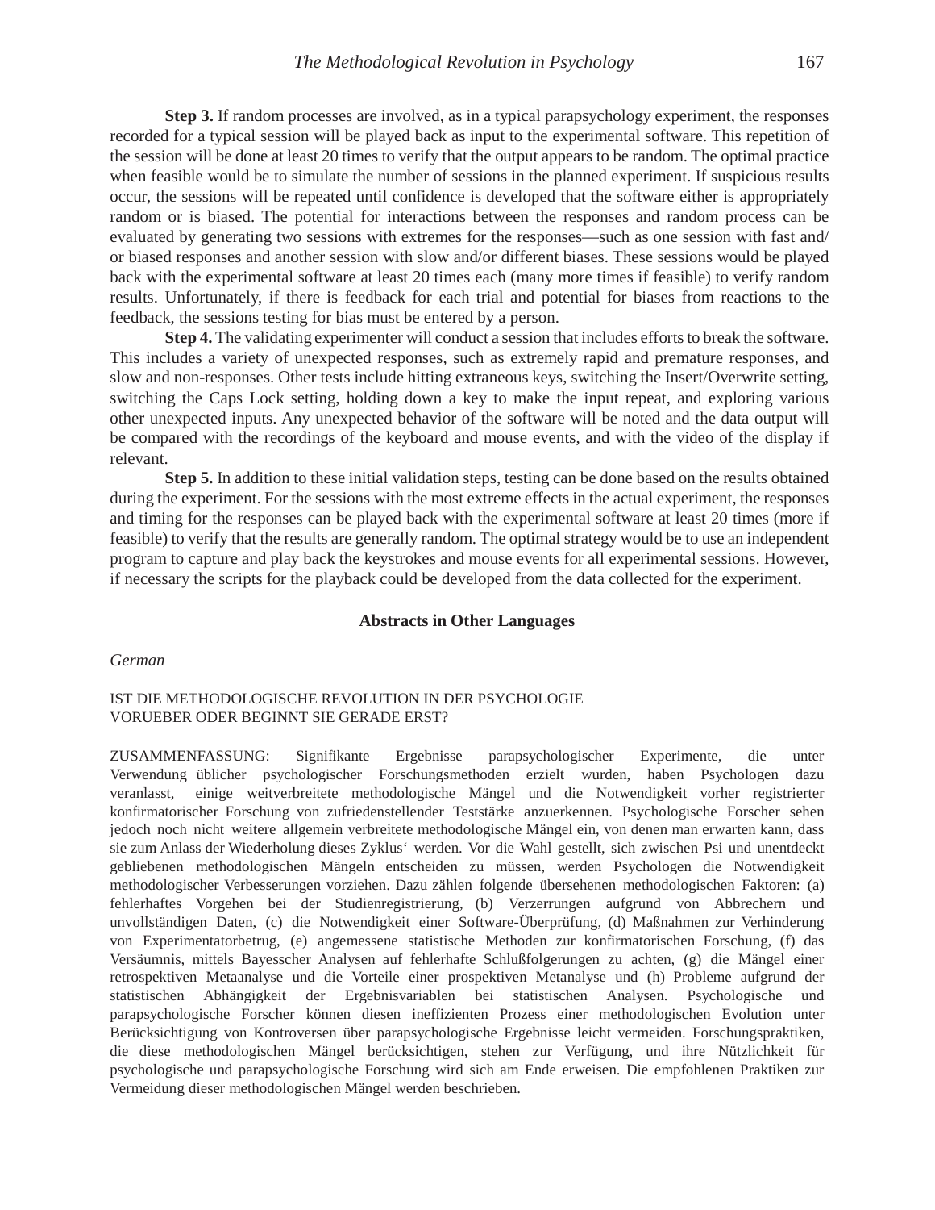**Step 3.** If random processes are involved, as in a typical parapsychology experiment, the responses recorded for a typical session will be played back as input to the experimental software. This repetition of the session will be done at least 20 times to verify that the output appears to be random. The optimal practice when feasible would be to simulate the number of sessions in the planned experiment. If suspicious results occur, the sessions will be repeated until confidence is developed that the software either is appropriately random or is biased. The potential for interactions between the responses and random process can be evaluated by generating two sessions with extremes for the responses—such as one session with fast and/or biased responses and another session with slow and/or different biases. These sessions would be played back with the experimental software at least 20 times each (many more times if feasible) to verify random results. Unfortunately, if there is feedback for each trial and potential for biases from reactions to the feedback, the sessions testing for bias must be entered by a person.

**Step 4.** The validating experimenter will conduct a session that includes efforts to break the software. This includes a variety of unexpected responses, such as extremely rapid and premature responses, and slow and non-responses. Other tests include hitting extraneous keys, switching the Insert/Overwrite setting, switching the Caps Lock setting, holding down a key to make the input repeat, and exploring various other unexpected inputs. Any unexpected behavior of the software will be noted and the data output will be compared with the recordings of the keyboard and mouse events, and with the video of the display if relevant.

**Step 5.** In addition to these initial validation steps, testing can be done based on the results obtained during the experiment. For the sessions with the most extreme effects in the actual experiment, the responses and timing for the responses can be played back with the experimental software at least 20 times (more if feasible) to verify that the results are generally random. The optimal strategy would be to use an independent program to capture and play back the keystrokes and mouse events for all experimental sessions. However, if necessary the scripts for the playback could be developed from the data collected for the experiment.

## Abstracts in Other Languages

*German*

IST DIE METHODOLOGISCHE REVOLUTION IN DER PSYCHOLOGIE VORUEBER ODER BEGINNT SIE GERADE ERST?

ZUSAMMENFASSUNG: Signifikante Ergebnisse parapsychologischer Experimente, die unter Verwendung üblicher psychologischer Forschungsmethoden erzielt wurden, haben Psychologen dazu veranlasst, einige weitverbreitete methodologische Mängel und die Notwendigkeit vorher registrierter konfirmatorischer Forschung von zufriedenstellender Teststärke anzuerkennen. Psychologische Forscher sehen jedoch noch nicht weitere allgemein verbreitete methodologische Mängel ein, von denen man erwarten kann, dass sie zum Anlass der Wiederholung dieses Zyklus‘ werden. Vor die Wahl gestellt, sich zwischen Psi und unentdeckt gebliebenen methodologischen Mängeln entscheiden zu müssen, werden Psychologen die Notwendigkeit methodologischer Verbesserungen vorziehen. Dazu zählen folgende übersehenen methodologischen Faktoren: (a) fehlerhaftes Vorgehen bei der Studienregistrierung, (b) Verzerrungen aufgrund von Abbrechern und unvollständigen Daten, (c) die Notwendigkeit einer Software-Überprüfung, (d) Maßnahmen zur Verhinderung von Experimentatorbetrug, (e) angemessene statistische Methoden zur konfirmatorischen Forschung, (f) das Versäumnis, mittels Bayesscher Analysen auf fehlerhafte Schlußfolgerungen zu achten, (g) die Mängel einer retrospektiven Metaanalyse und die Vorteile einer prospektiven Metanalyse und (h) Probleme aufgrund der statistischen Abhängigkeit der Ergebnisvariablen bei statistischen Analysen. Psychologische und parapsychologische Forscher können diesen ineffizienten Prozess einer methodologischen Evolution unter Berücksichtigung von Kontroversen über parapsychologische Ergebnisse leicht vermeiden. Forschungspraktiken, die diese methodologischen Mängel berücksichtigen, stehen zur Verfügung, und ihre Nützlichkeit für psychologische und parapsychologische Forschung wird sich am Ende erweisen. Die empfohlenen Praktiken zur Vermeidung dieser methodologischen Mängel werden beschrieben.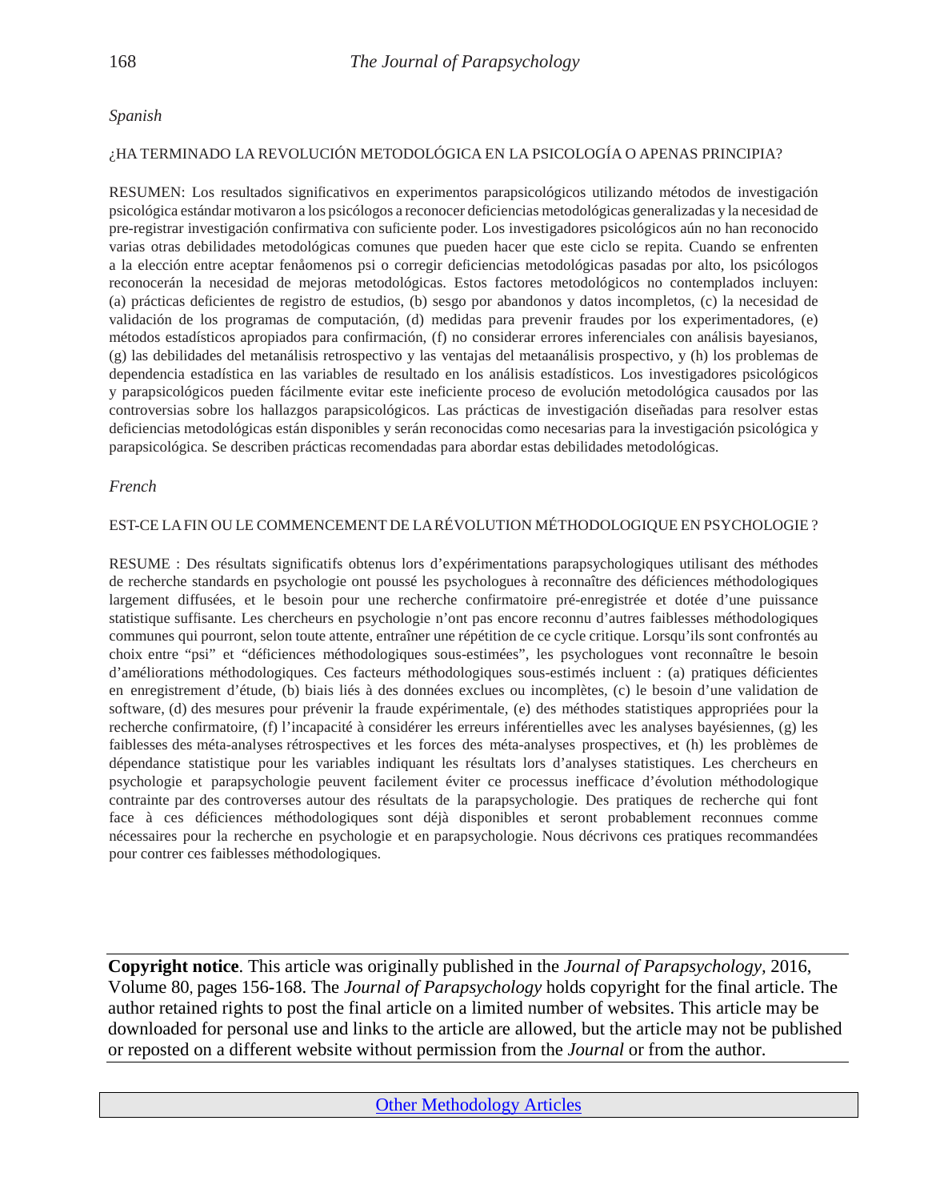*Spanish*

¿HA TERMINADO LA REVOLUCIÓN METODOLÓGICA EN LA PSICOLOGÍA O APENAS PRINCIPIA?

RESUMEN: Los resultados significativos en experimentos parapsicológicos utilizando métodos de investigación psicológica estándar motivaron a los psicólogos a reconocer deficiencias metodológicas generalizadas y la necesidad de pre-registrar investigación confirmativa con suficiente poder. Los investigadores psicológicos aún no han reconocido varias otras debilidades metodológicas comunes que pueden hacer que este ciclo se repita. Cuando se enfrenten a la elección entre aceptar fenåomenos psi o corregir deficiencias metodológicas pasadas por alto, los psicólogos reconocerán la necesidad de mejoras metodológicas. Estos factores metodológicos no contemplados incluyen: (a) prácticas deficientes de registro de estudios, (b) sesgo por abandonos y datos incompletos, (c) la necesidad de validación de los programas de computación, (d) medidas para prevenir fraudes por los experimentadores, (e) métodos estadísticos apropiados para confirmación, (f) no considerar errores inferenciales con análisis bayesianos, (g) las debilidades del metanálisis retrospectivo y las ventajas del metaanálisis prospectivo, y (h) los problemas de dependencia estadística en las variables de resultado en los análisis estadísticos. Los investigadores psicológicos y parapsicológicos pueden fácilmente evitar este ineficiente proceso de evolución metodológica causados por las controversias sobre los hallazgos parapsicológicos. Las prácticas de investigación diseñadas para resolver estas deficiencias metodológicas están disponibles y serán reconocidas como necesarias para la investigación psicológica y parapsicológica. Se describen prácticas recomendadas para abordar estas debilidades metodológicas.

*French*

EST-CE LA FIN OU LE COMMENCEMENT DE LA RÉVOLUTION MÉTHODOLOGIQUE EN PSYCHOLOGIE ?

RESUME : Des résultats significatifs obtenus lors d'expérimentations parapsychologiques utilisant des méthodes de recherche standards en psychologie ont poussé les psychologues à reconnaître des déficiences méthodologiques largement diffusées, et le besoin pour une recherche confirmatoire pré-enregistrée et dotée d'une puissance statistique suffisante. Les chercheurs en psychologie n'ont pas encore reconnu d'autres faiblesses méthodologiques communes qui pourront, selon toute attente, entraîner une répétition de ce cycle critique. Lorsqu'ils sont confrontés au choix entre "psi" et "déficiences méthodologiques sous-estimées", les psychologues vont reconnaître le besoin d'améliorations méthodologiques. Ces facteurs méthodologiques sous-estimés incluent : (a) pratiques déficientes en enregistrement d'étude, (b) biais liés à des données exclues ou incomplètes, (c) le besoin d'une validation de software, (d) des mesures pour prévenir la fraude expérimentale, (e) des méthodes statistiques appropriées pour la recherche confirmatoire, (f) l'incapacité à considérer les erreurs inférentielles avec les analyses bayésiennes, (g) les faiblesses des méta-analyses rétrospectives et les forces des méta-analyses prospectives, et (h) les problèmes de dépendance statistique pour les variables indiquant les résultats lors d'analyses statistiques. Les chercheurs en psychologie et parapsychologie peuvent facilement éviter ce processus inefficace d'évolution méthodologique contrainte par des controverses autour des résultats de la parapsychologie. Des pratiques de recherche qui font face à ces déficiences méthodologiques sont déjà disponibles et seront probablement reconnues comme nécessaires pour la recherche en psychologie et en parapsychologie. Nous décrivons ces pratiques recommandées pour contrer ces faiblesses méthodologiques.

---

**Copyright notice**. This article was originally published in the *Journal of Parapsychology*, 2016, Volume 80, pages 156-168. The *Journal of Parapsychology* holds copyright for the final article. The author retained rights to post the final article on a limited number of websites. This article may be downloaded for personal use and links to the article are allowed, but the article may not be published or reposted on a different website without permission from the *Journal* or from the author.

---

Other Methodology Articles